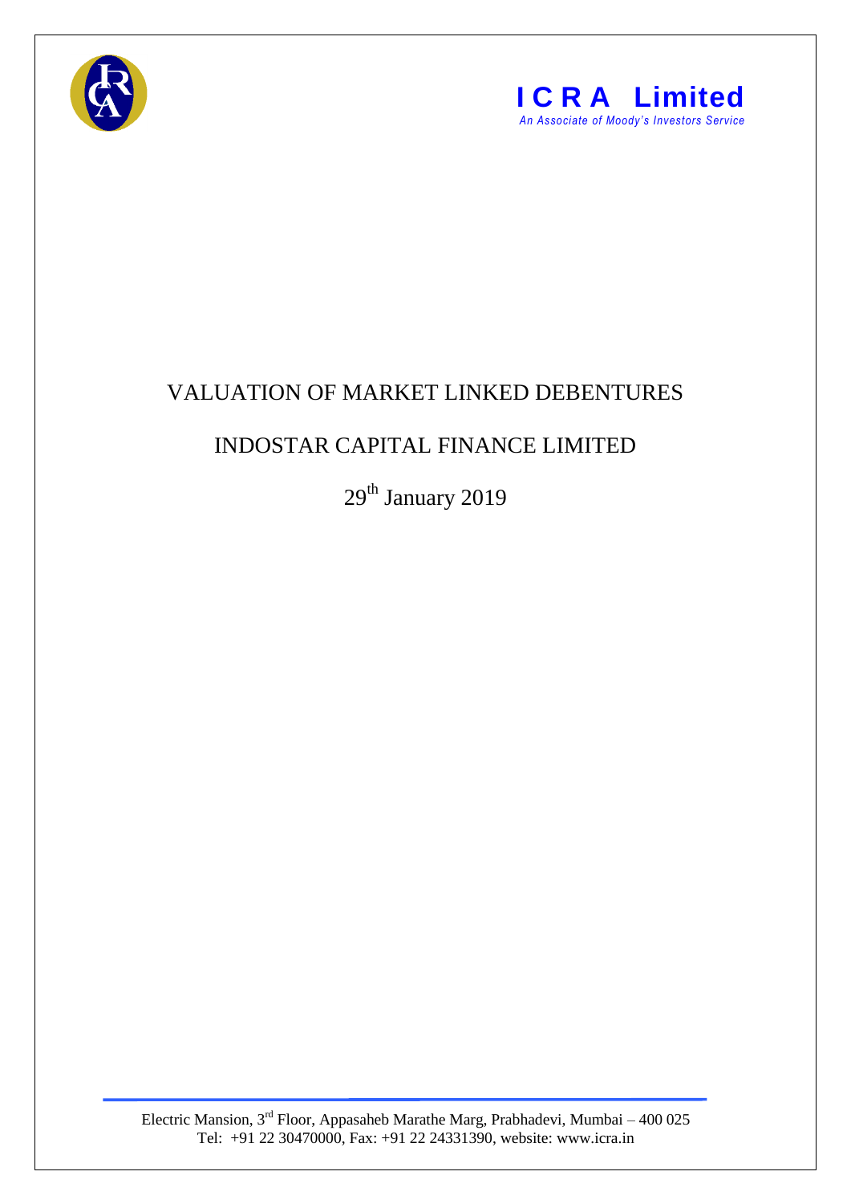**ICRA Limited**
*An Associate of Moody's Investors Service*

# VALUATION OF MARKET LINKED DEBENTURES

## INDOSTAR CAPITAL FINANCE LIMITED

29th January 2019

Electric Mansion, 3rd Floor, Appasaheb Marathe Marg, Prabhadevi, Mumbai – 400 025
Tel: +91 22 30470000, Fax: +91 22 24331390, website: www.icra.in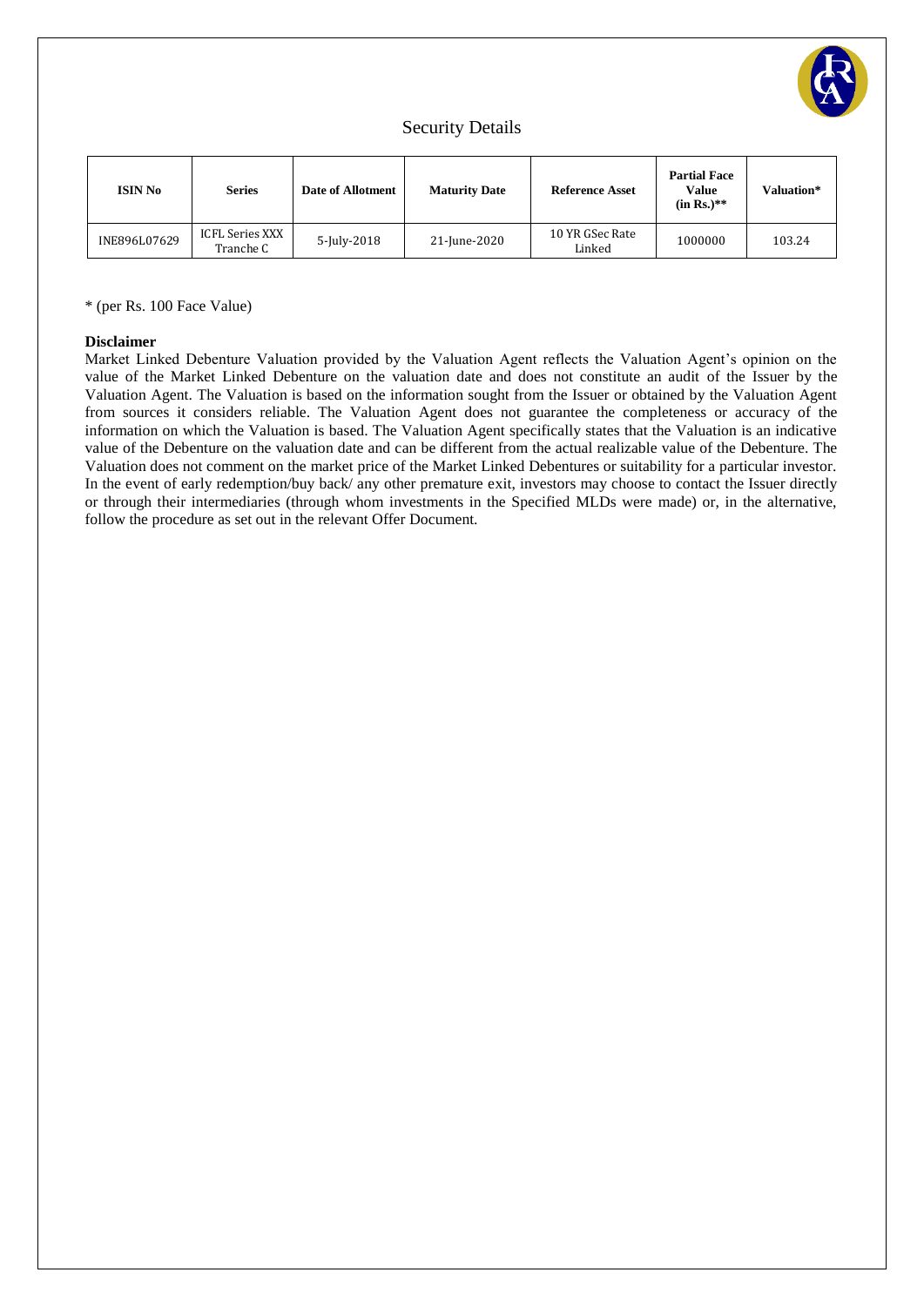## Security Details

| ISIN No | Series | Date of Allotment | Maturity Date | Reference Asset | Partial Face Value (in Rs.)** | Valuation* |
|---|---|---|---|---|---|---|
| INE896L07629 | ICFL Series XXX Tranche C | 5-July-2018 | 21-June-2020 | 10 YR GSec Rate Linked | 1000000 | 103.24 |

* (per Rs. 100 Face Value)

**Disclaimer**

Market Linked Debenture Valuation provided by the Valuation Agent reflects the Valuation Agent's opinion on the value of the Market Linked Debenture on the valuation date and does not constitute an audit of the Issuer by the Valuation Agent. The Valuation is based on the information sought from the Issuer or obtained by the Valuation Agent from sources it considers reliable. The Valuation Agent does not guarantee the completeness or accuracy of the information on which the Valuation is based. The Valuation Agent specifically states that the Valuation is an indicative value of the Debenture on the valuation date and can be different from the actual realizable value of the Debenture. The Valuation does not comment on the market price of the Market Linked Debentures or suitability for a particular investor. In the event of early redemption/buy back/ any other premature exit, investors may choose to contact the Issuer directly or through their intermediaries (through whom investments in the Specified MLDs were made) or, in the alternative, follow the procedure as set out in the relevant Offer Document.